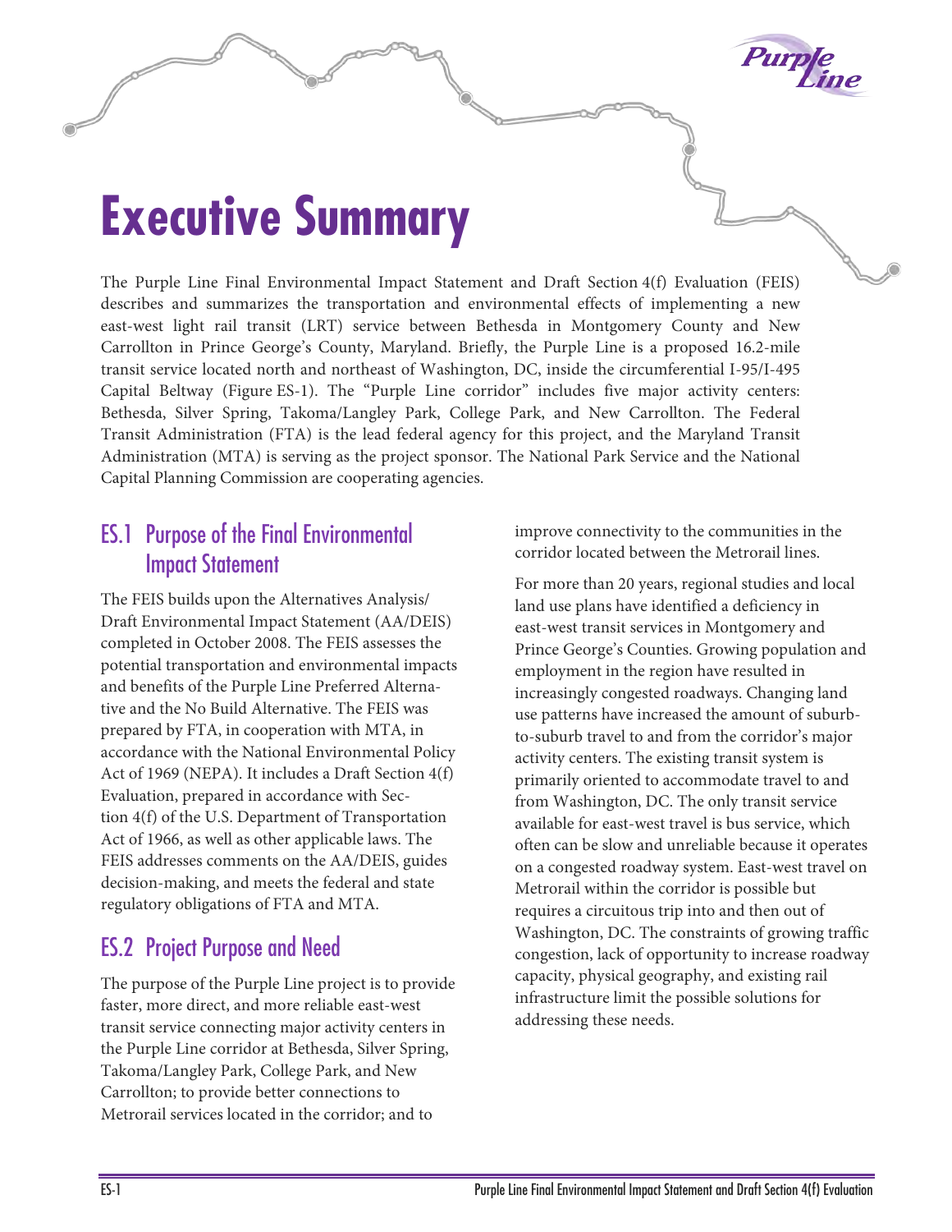# Executive Summary

The Purple Line Final Environmental Impact Statement and Draft Section 4(f) Evaluation (FEIS) describes and summarizes the transportation and environmental effects of implementing a new east-west light rail transit (LRT) service between Bethesda in Montgomery County and New Carrollton in Prince George's County, Maryland. Briefly, the Purple Line is a proposed 16.2-mile transit service located north and northeast of Washington, DC, inside the circumferential I-95/I-495 Capital Beltway (Figure ES-1). The "Purple Line corridor" includes five major activity centers: Bethesda, Silver Spring, Takoma/Langley Park, College Park, and New Carrollton. The Federal Transit Administration (FTA) is the lead federal agency for this project, and the Maryland Transit Administration (MTA) is serving as the project sponsor. The National Park Service and the National Capital Planning Commission are cooperating agencies.

## ES.1 Purpose of the Final Environmental Impact Statement

The FEIS builds upon the Alternatives Analysis/ Draft Environmental Impact Statement (AA/DEIS) completed in October 2008. The FEIS assesses the potential transportation and environmental impacts and benefits of the Purple Line Preferred Alternative and the No Build Alternative. The FEIS was prepared by FTA, in cooperation with MTA, in accordance with the National Environmental Policy Act of 1969 (NEPA). It includes a Draft Section 4(f) Evaluation, prepared in accordance with Section 4(f) of the U.S. Department of Transportation Act of 1966, as well as other applicable laws. The FEIS addresses comments on the AA/DEIS, guides decision-making, and meets the federal and state regulatory obligations of FTA and MTA.

## ES.2 Project Purpose and Need

The purpose of the Purple Line project is to provide faster, more direct, and more reliable east-west transit service connecting major activity centers in the Purple Line corridor at Bethesda, Silver Spring, Takoma/Langley Park, College Park, and New Carrollton; to provide better connections to Metrorail services located in the corridor; and to improve connectivity to the communities in the corridor located between the Metrorail lines.

For more than 20 years, regional studies and local land use plans have identified a deficiency in east-west transit services in Montgomery and Prince George's Counties. Growing population and employment in the region have resulted in increasingly congested roadways. Changing land use patterns have increased the amount of suburb-to-suburb travel to and from the corridor's major activity centers. The existing transit system is primarily oriented to accommodate travel to and from Washington, DC. The only transit service available for east-west travel is bus service, which often can be slow and unreliable because it operates on a congested roadway system. East-west travel on Metrorail within the corridor is possible but requires a circuitous trip into and then out of Washington, DC. The constraints of growing traffic congestion, lack of opportunity to increase roadway capacity, physical geography, and existing rail infrastructure limit the possible solutions for addressing these needs.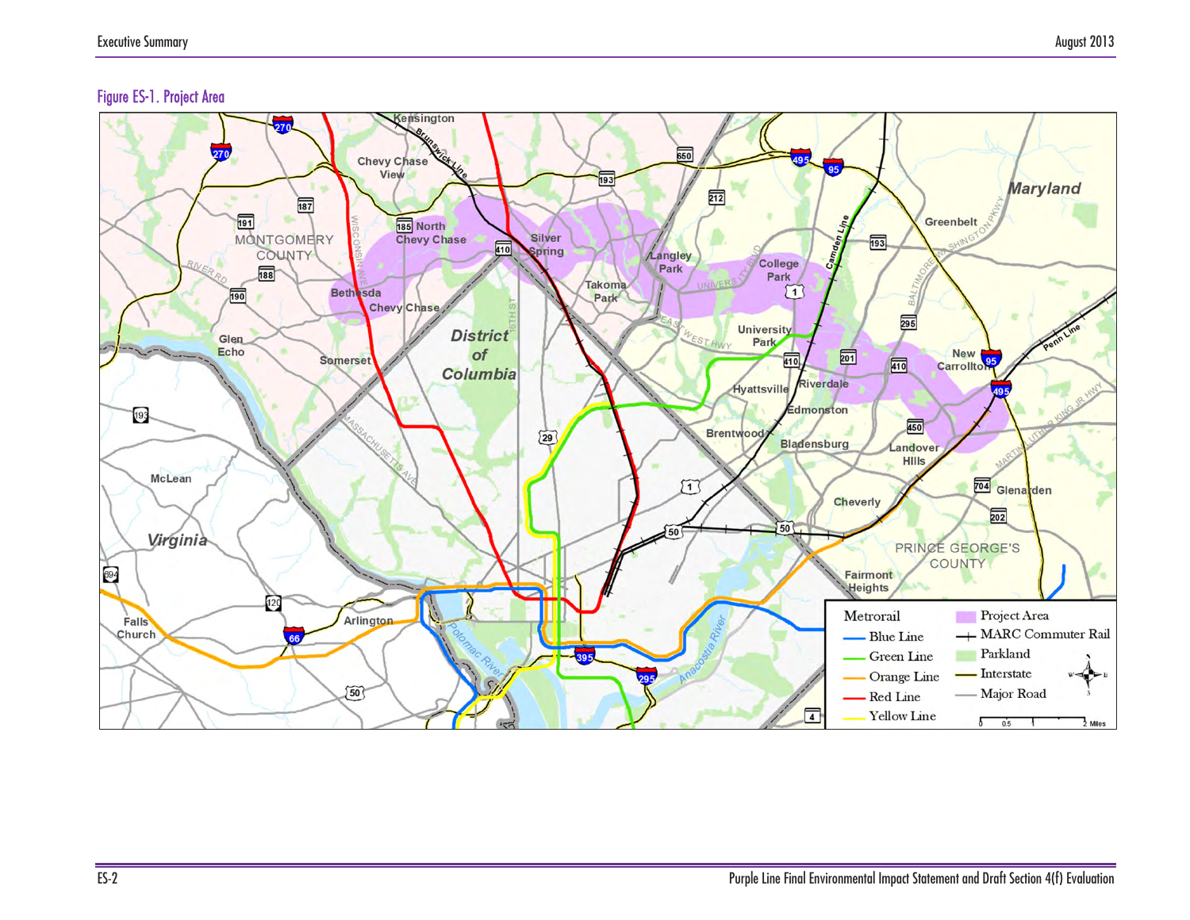Figure ES-1. Project Area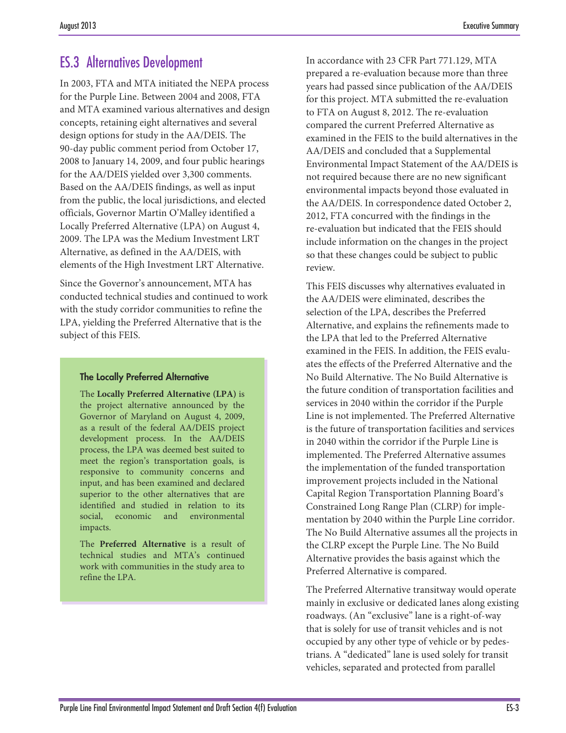## ES.3 Alternatives Development

In 2003, FTA and MTA initiated the NEPA process for the Purple Line. Between 2004 and 2008, FTA and MTA examined various alternatives and design concepts, retaining eight alternatives and several design options for study in the AA/DEIS. The 90-day public comment period from October 17, 2008 to January 14, 2009, and four public hearings for the AA/DEIS yielded over 3,300 comments. Based on the AA/DEIS findings, as well as input from the public, the local jurisdictions, and elected officials, Governor Martin O'Malley identified a Locally Preferred Alternative (LPA) on August 4, 2009. The LPA was the Medium Investment LRT Alternative, as defined in the AA/DEIS, with elements of the High Investment LRT Alternative.

Since the Governor's announcement, MTA has conducted technical studies and continued to work with the study corridor communities to refine the LPA, yielding the Preferred Alternative that is the subject of this FEIS.

> **The Locally Preferred Alternative**
>
> The **Locally Preferred Alternative (LPA)** is the project alternative announced by the Governor of Maryland on August 4, 2009, as a result of the federal AA/DEIS project development process. In the AA/DEIS process, the LPA was deemed best suited to meet the region's transportation goals, is responsive to community concerns and input, and has been examined and declared superior to the other alternatives that are identified and studied in relation to its social, economic and environmental impacts.
>
> The **Preferred Alternative** is a result of technical studies and MTA's continued work with communities in the study area to refine the LPA.

In accordance with 23 CFR Part 771.129, MTA prepared a re-evaluation because more than three years had passed since publication of the AA/DEIS for this project. MTA submitted the re-evaluation to FTA on August 8, 2012. The re-evaluation compared the current Preferred Alternative as examined in the FEIS to the build alternatives in the AA/DEIS and concluded that a Supplemental Environmental Impact Statement of the AA/DEIS is not required because there are no new significant environmental impacts beyond those evaluated in the AA/DEIS. In correspondence dated October 2, 2012, FTA concurred with the findings in the re-evaluation but indicated that the FEIS should include information on the changes in the project so that these changes could be subject to public review.

This FEIS discusses why alternatives evaluated in the AA/DEIS were eliminated, describes the selection of the LPA, describes the Preferred Alternative, and explains the refinements made to the LPA that led to the Preferred Alternative examined in the FEIS. In addition, the FEIS evaluates the effects of the Preferred Alternative and the No Build Alternative. The No Build Alternative is the future condition of transportation facilities and services in 2040 within the corridor if the Purple Line is not implemented. The Preferred Alternative is the future of transportation facilities and services in 2040 within the corridor if the Purple Line is implemented. The Preferred Alternative assumes the implementation of the funded transportation improvement projects included in the National Capital Region Transportation Planning Board's Constrained Long Range Plan (CLRP) for implementation by 2040 within the Purple Line corridor. The No Build Alternative assumes all the projects in the CLRP except the Purple Line. The No Build Alternative provides the basis against which the Preferred Alternative is compared.

The Preferred Alternative transitway would operate mainly in exclusive or dedicated lanes along existing roadways. (An "exclusive" lane is a right-of-way that is solely for use of transit vehicles and is not occupied by any other type of vehicle or by pedestrians. A "dedicated" lane is used solely for transit vehicles, separated and protected from parallel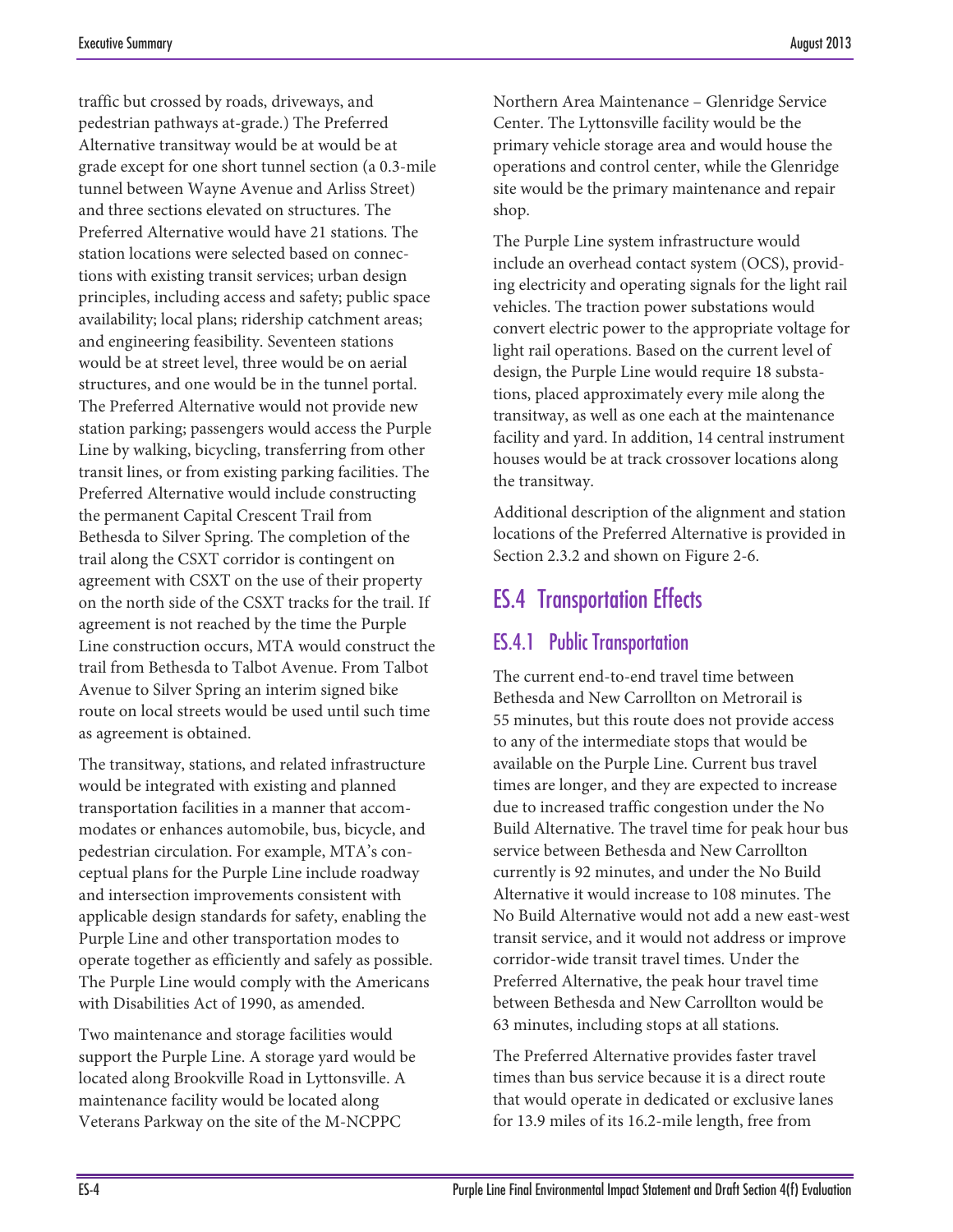traffic but crossed by roads, driveways, and pedestrian pathways at-grade.) The Preferred Alternative transitway would be at would be at grade except for one short tunnel section (a 0.3-mile tunnel between Wayne Avenue and Arliss Street) and three sections elevated on structures. The Preferred Alternative would have 21 stations. The station locations were selected based on connections with existing transit services; urban design principles, including access and safety; public space availability; local plans; ridership catchment areas; and engineering feasibility. Seventeen stations would be at street level, three would be on aerial structures, and one would be in the tunnel portal. The Preferred Alternative would not provide new station parking; passengers would access the Purple Line by walking, bicycling, transferring from other transit lines, or from existing parking facilities. The Preferred Alternative would include constructing the permanent Capital Crescent Trail from Bethesda to Silver Spring. The completion of the trail along the CSXT corridor is contingent on agreement with CSXT on the use of their property on the north side of the CSXT tracks for the trail. If agreement is not reached by the time the Purple Line construction occurs, MTA would construct the trail from Bethesda to Talbot Avenue. From Talbot Avenue to Silver Spring an interim signed bike route on local streets would be used until such time as agreement is obtained.

The transitway, stations, and related infrastructure would be integrated with existing and planned transportation facilities in a manner that accommodates or enhances automobile, bus, bicycle, and pedestrian circulation. For example, MTA's conceptual plans for the Purple Line include roadway and intersection improvements consistent with applicable design standards for safety, enabling the Purple Line and other transportation modes to operate together as efficiently and safely as possible. The Purple Line would comply with the Americans with Disabilities Act of 1990, as amended.

Two maintenance and storage facilities would support the Purple Line. A storage yard would be located along Brookville Road in Lyttonsville. A maintenance facility would be located along Veterans Parkway on the site of the M-NCPPC Northern Area Maintenance – Glenridge Service Center. The Lyttonsville facility would be the primary vehicle storage area and would house the operations and control center, while the Glenridge site would be the primary maintenance and repair shop.

The Purple Line system infrastructure would include an overhead contact system (OCS), providing electricity and operating signals for the light rail vehicles. The traction power substations would convert electric power to the appropriate voltage for light rail operations. Based on the current level of design, the Purple Line would require 18 substations, placed approximately every mile along the transitway, as well as one each at the maintenance facility and yard. In addition, 14 central instrument houses would be at track crossover locations along the transitway.

Additional description of the alignment and station locations of the Preferred Alternative is provided in Section 2.3.2 and shown on Figure 2-6.

## ES.4 Transportation Effects

### ES.4.1 Public Transportation

The current end-to-end travel time between Bethesda and New Carrollton on Metrorail is 55 minutes, but this route does not provide access to any of the intermediate stops that would be available on the Purple Line. Current bus travel times are longer, and they are expected to increase due to increased traffic congestion under the No Build Alternative. The travel time for peak hour bus service between Bethesda and New Carrollton currently is 92 minutes, and under the No Build Alternative it would increase to 108 minutes. The No Build Alternative would not add a new east-west transit service, and it would not address or improve corridor-wide transit travel times. Under the Preferred Alternative, the peak hour travel time between Bethesda and New Carrollton would be 63 minutes, including stops at all stations.

The Preferred Alternative provides faster travel times than bus service because it is a direct route that would operate in dedicated or exclusive lanes for 13.9 miles of its 16.2-mile length, free from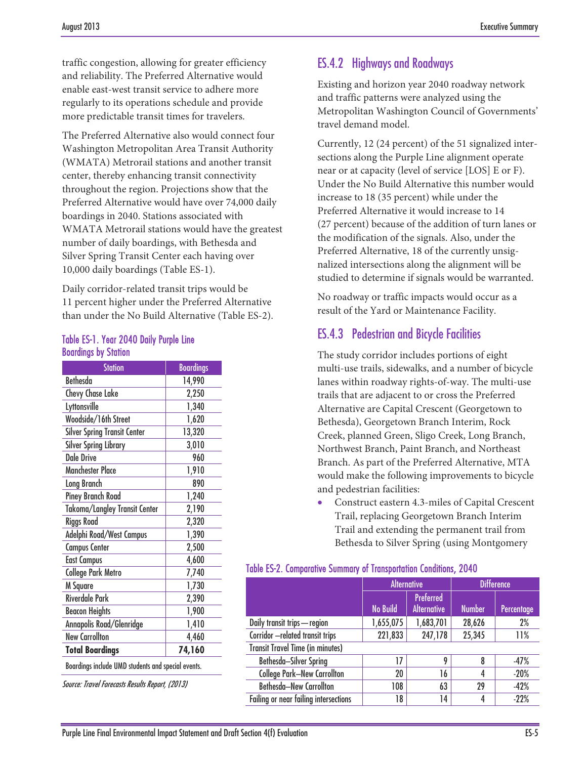traffic congestion, allowing for greater efficiency and reliability. The Preferred Alternative would enable east-west transit service to adhere more regularly to its operations schedule and provide more predictable transit times for travelers.

The Preferred Alternative also would connect four Washington Metropolitan Area Transit Authority (WMATA) Metrorail stations and another transit center, thereby enhancing transit connectivity throughout the region. Projections show that the Preferred Alternative would have over 74,000 daily boardings in 2040. Stations associated with WMATA Metrorail stations would have the greatest number of daily boardings, with Bethesda and Silver Spring Transit Center each having over 10,000 daily boardings (Table ES-1).

Daily corridor-related transit trips would be 11 percent higher under the Preferred Alternative than under the No Build Alternative (Table ES-2).

Table ES-1. Year 2040 Daily Purple Line Boardings by Station

| Station | Boardings |
|---|---|
| Bethesda | 14,990 |
| Chevy Chase Lake | 2,250 |
| Lyttonsville | 1,340 |
| Woodside/16th Street | 1,620 |
| Silver Spring Transit Center | 13,320 |
| Silver Spring Library | 3,010 |
| Dale Drive | 960 |
| Manchester Place | 1,910 |
| Long Branch | 890 |
| Piney Branch Road | 1,240 |
| Takoma/Langley Transit Center | 2,190 |
| Riggs Road | 2,320 |
| Adelphi Road/West Campus | 1,390 |
| Campus Center | 2,500 |
| East Campus | 4,600 |
| College Park Metro | 7,740 |
| M Square | 1,730 |
| Riverdale Park | 2,390 |
| Beacon Heights | 1,900 |
| Annapolis Road/Glenridge | 1,410 |
| New Carrollton | 4,460 |
| **Total Boardings** | **74,160** |

Boardings include UMD students and special events.

*Source: Travel Forecasts Results Report, (2013)*

## ES.4.2 Highways and Roadways

Existing and horizon year 2040 roadway network and traffic patterns were analyzed using the Metropolitan Washington Council of Governments' travel demand model.

Currently, 12 (24 percent) of the 51 signalized intersections along the Purple Line alignment operate near or at capacity (level of service [LOS] E or F). Under the No Build Alternative this number would increase to 18 (35 percent) while under the Preferred Alternative it would increase to 14 (27 percent) because of the addition of turn lanes or the modification of the signals. Also, under the Preferred Alternative, 18 of the currently unsignalized intersections along the alignment will be studied to determine if signals would be warranted.

No roadway or traffic impacts would occur as a result of the Yard or Maintenance Facility.

## ES.4.3 Pedestrian and Bicycle Facilities

The study corridor includes portions of eight multi-use trails, sidewalks, and a number of bicycle lanes within roadway rights-of-way. The multi-use trails that are adjacent to or cross the Preferred Alternative are Capital Crescent (Georgetown to Bethesda), Georgetown Branch Interim, Rock Creek, planned Green, Sligo Creek, Long Branch, Northwest Branch, Paint Branch, and Northeast Branch. As part of the Preferred Alternative, MTA would make the following improvements to bicycle and pedestrian facilities:

- Construct eastern 4.3-miles of Capital Crescent Trail, replacing Georgetown Branch Interim Trail and extending the permanent trail from Bethesda to Silver Spring (using Montgomery

Table ES-2. Comparative Summary of Transportation Conditions, 2040

| | Alternative | | Difference | |
|---|---|---|---|---|
| | No Build | Preferred Alternative | Number | Percentage |
| Daily transit trips — region | 1,655,075 | 1,683,701 | 28,626 | 2% |
| Corridor –related transit trips | 221,833 | 247,178 | 25,345 | 11% |
| Transit Travel Time (in minutes) | | | | |
| Bethesda–Silver Spring | 17 | 9 | 8 | -47% |
| College Park–New Carrollton | 20 | 16 | 4 | -20% |
| Bethesda–New Carrollton | 108 | 63 | 29 | -42% |
| Failing or near failing intersections | 18 | 14 | 4 | -22% |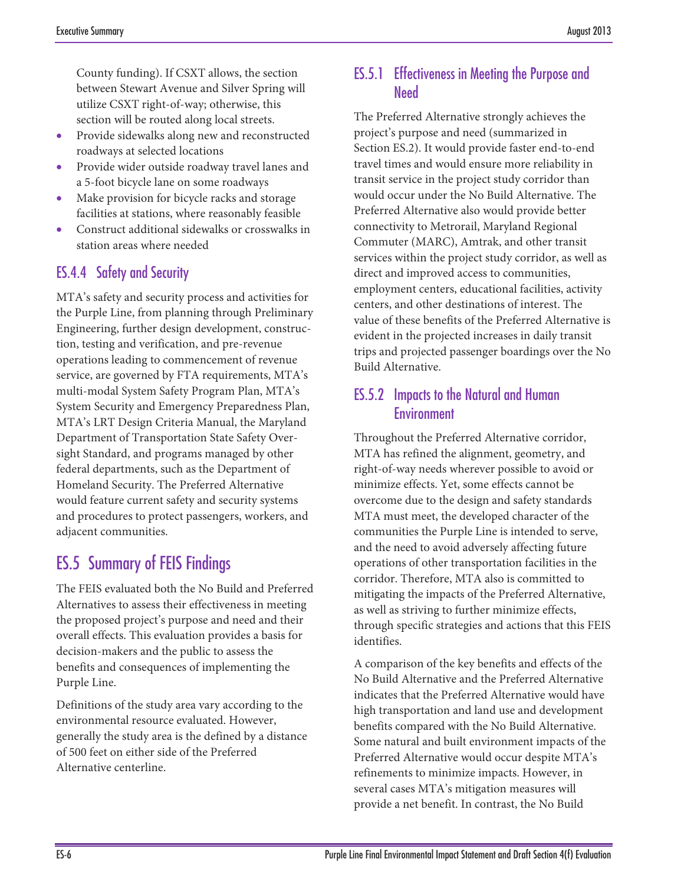County funding). If CSXT allows, the section between Stewart Avenue and Silver Spring will utilize CSXT right-of-way; otherwise, this section will be routed along local streets.

- Provide sidewalks along new and reconstructed roadways at selected locations
- Provide wider outside roadway travel lanes and a 5-foot bicycle lane on some roadways
- Make provision for bicycle racks and storage facilities at stations, where reasonably feasible
- Construct additional sidewalks or crosswalks in station areas where needed

### ES.4.4 Safety and Security

MTA's safety and security process and activities for the Purple Line, from planning through Preliminary Engineering, further design development, construction, testing and verification, and pre-revenue operations leading to commencement of revenue service, are governed by FTA requirements, MTA's multi-modal System Safety Program Plan, MTA's System Security and Emergency Preparedness Plan, MTA's LRT Design Criteria Manual, the Maryland Department of Transportation State Safety Oversight Standard, and programs managed by other federal departments, such as the Department of Homeland Security. The Preferred Alternative would feature current safety and security systems and procedures to protect passengers, workers, and adjacent communities.

## ES.5 Summary of FEIS Findings

The FEIS evaluated both the No Build and Preferred Alternatives to assess their effectiveness in meeting the proposed project's purpose and need and their overall effects. This evaluation provides a basis for decision-makers and the public to assess the benefits and consequences of implementing the Purple Line.

Definitions of the study area vary according to the environmental resource evaluated. However, generally the study area is the defined by a distance of 500 feet on either side of the Preferred Alternative centerline.

### ES.5.1 Effectiveness in Meeting the Purpose and Need

The Preferred Alternative strongly achieves the project's purpose and need (summarized in Section ES.2). It would provide faster end-to-end travel times and would ensure more reliability in transit service in the project study corridor than would occur under the No Build Alternative. The Preferred Alternative also would provide better connectivity to Metrorail, Maryland Regional Commuter (MARC), Amtrak, and other transit services within the project study corridor, as well as direct and improved access to communities, employment centers, educational facilities, activity centers, and other destinations of interest. The value of these benefits of the Preferred Alternative is evident in the projected increases in daily transit trips and projected passenger boardings over the No Build Alternative.

### ES.5.2 Impacts to the Natural and Human Environment

Throughout the Preferred Alternative corridor, MTA has refined the alignment, geometry, and right-of-way needs wherever possible to avoid or minimize effects. Yet, some effects cannot be overcome due to the design and safety standards MTA must meet, the developed character of the communities the Purple Line is intended to serve, and the need to avoid adversely affecting future operations of other transportation facilities in the corridor. Therefore, MTA also is committed to mitigating the impacts of the Preferred Alternative, as well as striving to further minimize effects, through specific strategies and actions that this FEIS identifies.

A comparison of the key benefits and effects of the No Build Alternative and the Preferred Alternative indicates that the Preferred Alternative would have high transportation and land use and development benefits compared with the No Build Alternative. Some natural and built environment impacts of the Preferred Alternative would occur despite MTA's refinements to minimize impacts. However, in several cases MTA's mitigation measures will provide a net benefit. In contrast, the No Build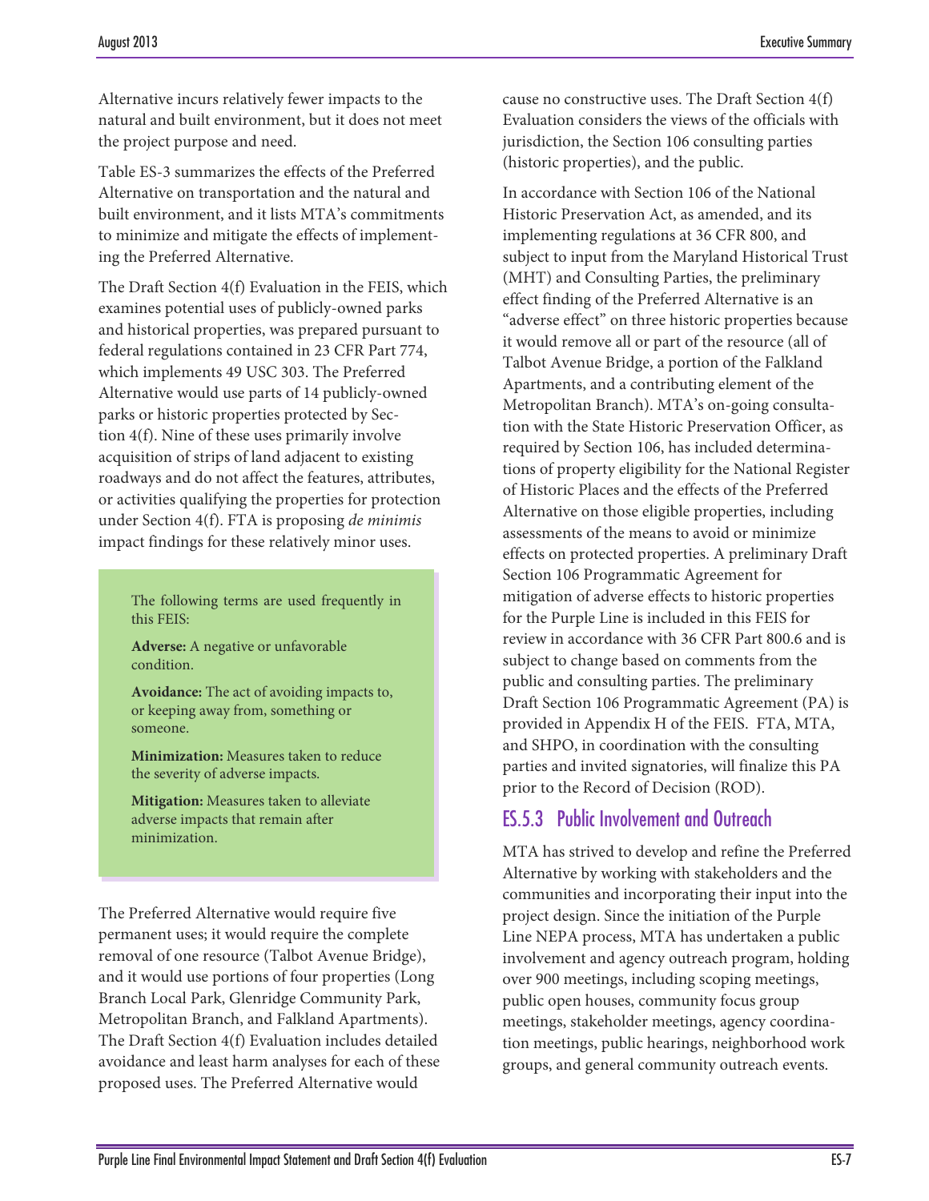Alternative incurs relatively fewer impacts to the natural and built environment, but it does not meet the project purpose and need.

Table ES-3 summarizes the effects of the Preferred Alternative on transportation and the natural and built environment, and it lists MTA's commitments to minimize and mitigate the effects of implementing the Preferred Alternative.

The Draft Section 4(f) Evaluation in the FEIS, which examines potential uses of publicly-owned parks and historical properties, was prepared pursuant to federal regulations contained in 23 CFR Part 774, which implements 49 USC 303. The Preferred Alternative would use parts of 14 publicly-owned parks or historic properties protected by Section 4(f). Nine of these uses primarily involve acquisition of strips of land adjacent to existing roadways and do not affect the features, attributes, or activities qualifying the properties for protection under Section 4(f). FTA is proposing *de minimis* impact findings for these relatively minor uses.

> The following terms are used frequently in this FEIS:
>
> **Adverse:** A negative or unfavorable condition.
>
> **Avoidance:** The act of avoiding impacts to, or keeping away from, something or someone.
>
> **Minimization:** Measures taken to reduce the severity of adverse impacts.
>
> **Mitigation:** Measures taken to alleviate adverse impacts that remain after minimization.

The Preferred Alternative would require five permanent uses; it would require the complete removal of one resource (Talbot Avenue Bridge), and it would use portions of four properties (Long Branch Local Park, Glenridge Community Park, Metropolitan Branch, and Falkland Apartments). The Draft Section 4(f) Evaluation includes detailed avoidance and least harm analyses for each of these proposed uses. The Preferred Alternative would cause no constructive uses. The Draft Section 4(f) Evaluation considers the views of the officials with jurisdiction, the Section 106 consulting parties (historic properties), and the public.

In accordance with Section 106 of the National Historic Preservation Act, as amended, and its implementing regulations at 36 CFR 800, and subject to input from the Maryland Historical Trust (MHT) and Consulting Parties, the preliminary effect finding of the Preferred Alternative is an "adverse effect" on three historic properties because it would remove all or part of the resource (all of Talbot Avenue Bridge, a portion of the Falkland Apartments, and a contributing element of the Metropolitan Branch). MTA's on-going consultation with the State Historic Preservation Officer, as required by Section 106, has included determinations of property eligibility for the National Register of Historic Places and the effects of the Preferred Alternative on those eligible properties, including assessments of the means to avoid or minimize effects on protected properties. A preliminary Draft Section 106 Programmatic Agreement for mitigation of adverse effects to historic properties for the Purple Line is included in this FEIS for review in accordance with 36 CFR Part 800.6 and is subject to change based on comments from the public and consulting parties. The preliminary Draft Section 106 Programmatic Agreement (PA) is provided in Appendix H of the FEIS. FTA, MTA, and SHPO, in coordination with the consulting parties and invited signatories, will finalize this PA prior to the Record of Decision (ROD).

### ES.5.3 Public Involvement and Outreach

MTA has strived to develop and refine the Preferred Alternative by working with stakeholders and the communities and incorporating their input into the project design. Since the initiation of the Purple Line NEPA process, MTA has undertaken a public involvement and agency outreach program, holding over 900 meetings, including scoping meetings, public open houses, community focus group meetings, stakeholder meetings, agency coordination meetings, public hearings, neighborhood work groups, and general community outreach events.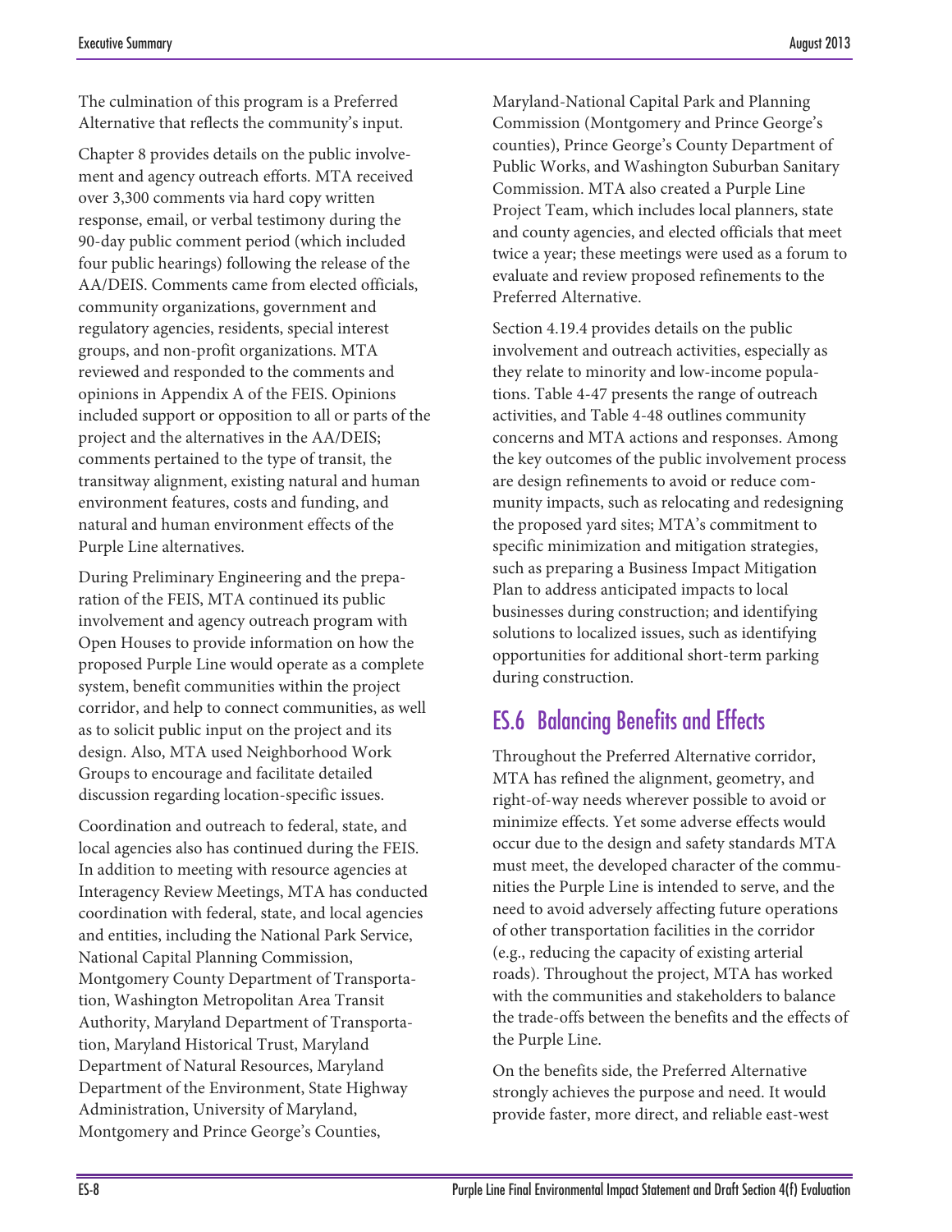The culmination of this program is a Preferred Alternative that reflects the community's input.

Chapter 8 provides details on the public involvement and agency outreach efforts. MTA received over 3,300 comments via hard copy written response, email, or verbal testimony during the 90-day public comment period (which included four public hearings) following the release of the AA/DEIS. Comments came from elected officials, community organizations, government and regulatory agencies, residents, special interest groups, and non-profit organizations. MTA reviewed and responded to the comments and opinions in Appendix A of the FEIS. Opinions included support or opposition to all or parts of the project and the alternatives in the AA/DEIS; comments pertained to the type of transit, the transitway alignment, existing natural and human environment features, costs and funding, and natural and human environment effects of the Purple Line alternatives.

During Preliminary Engineering and the preparation of the FEIS, MTA continued its public involvement and agency outreach program with Open Houses to provide information on how the proposed Purple Line would operate as a complete system, benefit communities within the project corridor, and help to connect communities, as well as to solicit public input on the project and its design. Also, MTA used Neighborhood Work Groups to encourage and facilitate detailed discussion regarding location-specific issues.

Coordination and outreach to federal, state, and local agencies also has continued during the FEIS. In addition to meeting with resource agencies at Interagency Review Meetings, MTA has conducted coordination with federal, state, and local agencies and entities, including the National Park Service, National Capital Planning Commission, Montgomery County Department of Transportation, Washington Metropolitan Area Transit Authority, Maryland Department of Transportation, Maryland Historical Trust, Maryland Department of Natural Resources, Maryland Department of the Environment, State Highway Administration, University of Maryland, Montgomery and Prince George's Counties, Maryland-National Capital Park and Planning Commission (Montgomery and Prince George's counties), Prince George's County Department of Public Works, and Washington Suburban Sanitary Commission. MTA also created a Purple Line Project Team, which includes local planners, state and county agencies, and elected officials that meet twice a year; these meetings were used as a forum to evaluate and review proposed refinements to the Preferred Alternative.

Section 4.19.4 provides details on the public involvement and outreach activities, especially as they relate to minority and low-income populations. Table 4-47 presents the range of outreach activities, and Table 4-48 outlines community concerns and MTA actions and responses. Among the key outcomes of the public involvement process are design refinements to avoid or reduce community impacts, such as relocating and redesigning the proposed yard sites; MTA's commitment to specific minimization and mitigation strategies, such as preparing a Business Impact Mitigation Plan to address anticipated impacts to local businesses during construction; and identifying solutions to localized issues, such as identifying opportunities for additional short-term parking during construction.

## ES.6 Balancing Benefits and Effects

Throughout the Preferred Alternative corridor, MTA has refined the alignment, geometry, and right-of-way needs wherever possible to avoid or minimize effects. Yet some adverse effects would occur due to the design and safety standards MTA must meet, the developed character of the communities the Purple Line is intended to serve, and the need to avoid adversely affecting future operations of other transportation facilities in the corridor (e.g., reducing the capacity of existing arterial roads). Throughout the project, MTA has worked with the communities and stakeholders to balance the trade-offs between the benefits and the effects of the Purple Line.

On the benefits side, the Preferred Alternative strongly achieves the purpose and need. It would provide faster, more direct, and reliable east-west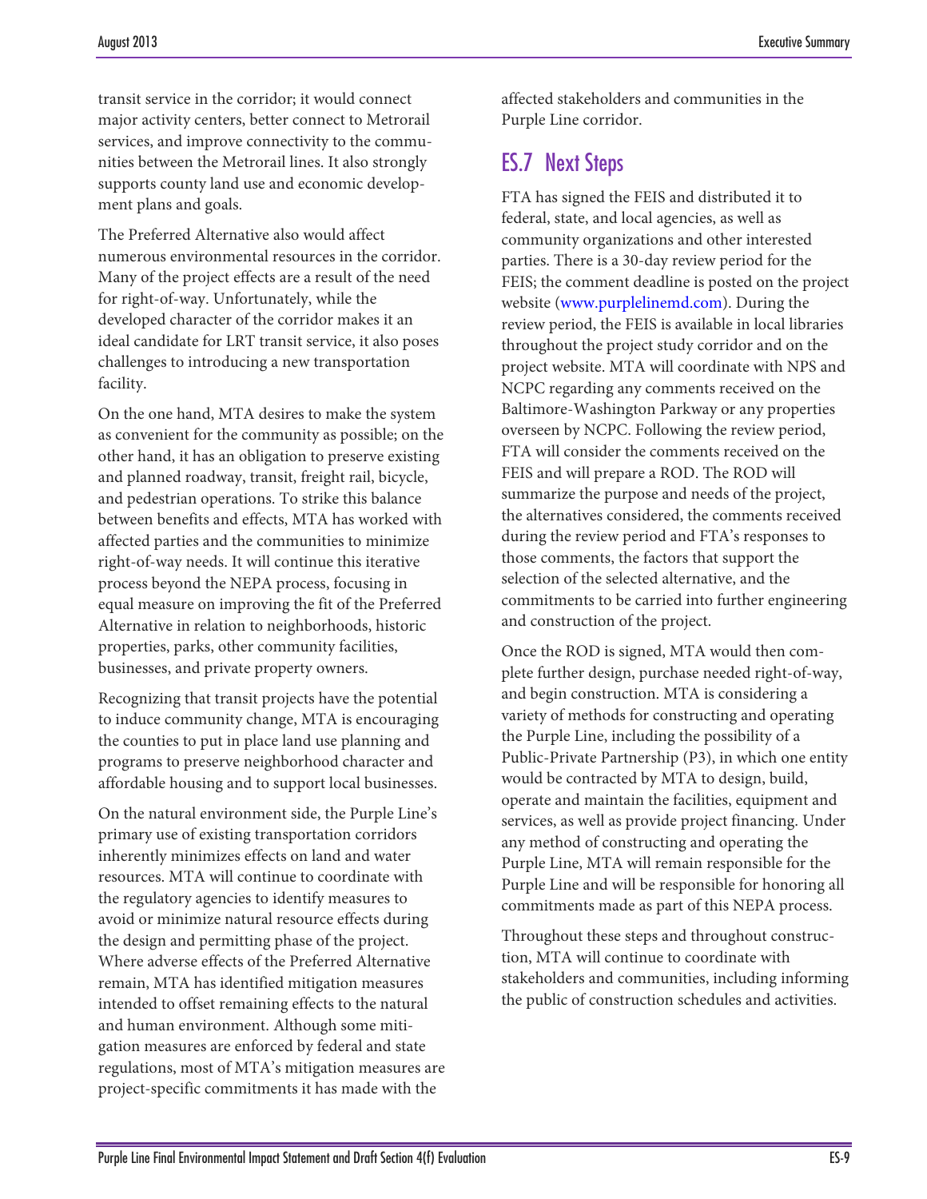transit service in the corridor; it would connect major activity centers, better connect to Metrorail services, and improve connectivity to the communities between the Metrorail lines. It also strongly supports county land use and economic development plans and goals.

The Preferred Alternative also would affect numerous environmental resources in the corridor. Many of the project effects are a result of the need for right-of-way. Unfortunately, while the developed character of the corridor makes it an ideal candidate for LRT transit service, it also poses challenges to introducing a new transportation facility.

On the one hand, MTA desires to make the system as convenient for the community as possible; on the other hand, it has an obligation to preserve existing and planned roadway, transit, freight rail, bicycle, and pedestrian operations. To strike this balance between benefits and effects, MTA has worked with affected parties and the communities to minimize right-of-way needs. It will continue this iterative process beyond the NEPA process, focusing in equal measure on improving the fit of the Preferred Alternative in relation to neighborhoods, historic properties, parks, other community facilities, businesses, and private property owners.

Recognizing that transit projects have the potential to induce community change, MTA is encouraging the counties to put in place land use planning and programs to preserve neighborhood character and affordable housing and to support local businesses.

On the natural environment side, the Purple Line's primary use of existing transportation corridors inherently minimizes effects on land and water resources. MTA will continue to coordinate with the regulatory agencies to identify measures to avoid or minimize natural resource effects during the design and permitting phase of the project. Where adverse effects of the Preferred Alternative remain, MTA has identified mitigation measures intended to offset remaining effects to the natural and human environment. Although some mitigation measures are enforced by federal and state regulations, most of MTA's mitigation measures are project-specific commitments it has made with the affected stakeholders and communities in the Purple Line corridor.

## ES.7 Next Steps

FTA has signed the FEIS and distributed it to federal, state, and local agencies, as well as community organizations and other interested parties. There is a 30-day review period for the FEIS; the comment deadline is posted on the project website (www.purplelinemd.com). During the review period, the FEIS is available in local libraries throughout the project study corridor and on the project website. MTA will coordinate with NPS and NCPC regarding any comments received on the Baltimore-Washington Parkway or any properties overseen by NCPC. Following the review period, FTA will consider the comments received on the FEIS and will prepare a ROD. The ROD will summarize the purpose and needs of the project, the alternatives considered, the comments received during the review period and FTA's responses to those comments, the factors that support the selection of the selected alternative, and the commitments to be carried into further engineering and construction of the project.

Once the ROD is signed, MTA would then complete further design, purchase needed right-of-way, and begin construction. MTA is considering a variety of methods for constructing and operating the Purple Line, including the possibility of a Public-Private Partnership (P3), in which one entity would be contracted by MTA to design, build, operate and maintain the facilities, equipment and services, as well as provide project financing. Under any method of constructing and operating the Purple Line, MTA will remain responsible for the Purple Line and will be responsible for honoring all commitments made as part of this NEPA process.

Throughout these steps and throughout construction, MTA will continue to coordinate with stakeholders and communities, including informing the public of construction schedules and activities.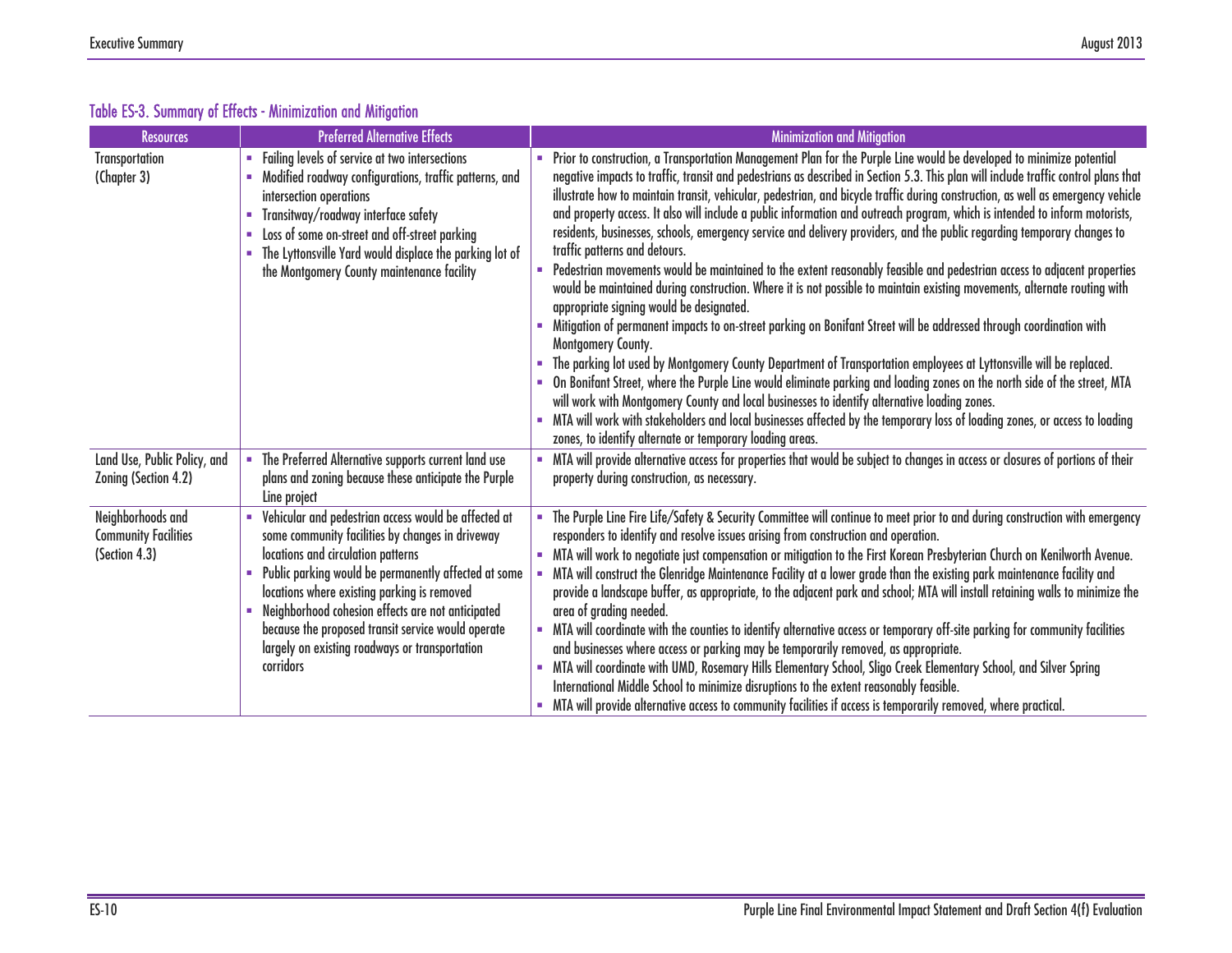### Table ES-3. Summary of Effects - Minimization and Mitigation

| Resources | Preferred Alternative Effects | Minimization and Mitigation |
|---|---|---|
| Transportation (Chapter 3) | ▪ Failing levels of service at two intersections<br>▪ Modified roadway configurations, traffic patterns, and intersection operations<br>▪ Transitway/roadway interface safety<br>▪ Loss of some on-street and off-street parking<br>▪ The Lyttonsville Yard would displace the parking lot of the Montgomery County maintenance facility | ▪ Prior to construction, a Transportation Management Plan for the Purple Line would be developed to minimize potential negative impacts to traffic, transit and pedestrians as described in Section 5.3. This plan will include traffic control plans that illustrate how to maintain transit, vehicular, pedestrian, and bicycle traffic during construction, as well as emergency vehicle and property access. It also will include a public information and outreach program, which is intended to inform motorists, residents, businesses, schools, emergency service and delivery providers, and the public regarding temporary changes to traffic patterns and detours.<br>▪ Pedestrian movements would be maintained to the extent reasonably feasible and pedestrian access to adjacent properties would be maintained during construction. Where it is not possible to maintain existing movements, alternate routing with appropriate signing would be designated.<br>▪ Mitigation of permanent impacts to on-street parking on Bonifant Street will be addressed through coordination with Montgomery County.<br>▪ The parking lot used by Montgomery County Department of Transportation employees at Lyttonsville will be replaced.<br>▪ On Bonifant Street, where the Purple Line would eliminate parking and loading zones on the north side of the street, MTA will work with Montgomery County and local businesses to identify alternative loading zones.<br>▪ MTA will work with stakeholders and local businesses affected by the temporary loss of loading zones, or access to loading zones, to identify alternate or temporary loading areas. |
| Land Use, Public Policy, and Zoning (Section 4.2) | ▪ The Preferred Alternative supports current land use plans and zoning because these anticipate the Purple Line project | ▪ MTA will provide alternative access for properties that would be subject to changes in access or closures of portions of their property during construction, as necessary. |
| Neighborhoods and Community Facilities (Section 4.3) | ▪ Vehicular and pedestrian access would be affected at some community facilities by changes in driveway locations and circulation patterns<br>▪ Public parking would be permanently affected at some locations where existing parking is removed<br>▪ Neighborhood cohesion effects are not anticipated because the proposed transit service would operate largely on existing roadways or transportation corridors | ▪ The Purple Line Fire Life/Safety & Security Committee will continue to meet prior to and during construction with emergency responders to identify and resolve issues arising from construction and operation.<br>▪ MTA will work to negotiate just compensation or mitigation to the First Korean Presbyterian Church on Kenilworth Avenue.<br>▪ MTA will construct the Glenridge Maintenance Facility at a lower grade than the existing park maintenance facility and provide a landscape buffer, as appropriate, to the adjacent park and school; MTA will install retaining walls to minimize the area of grading needed.<br>▪ MTA will coordinate with the counties to identify alternative access or temporary off-site parking for community facilities and businesses where access or parking may be temporarily removed, as appropriate.<br>▪ MTA will coordinate with UMD, Rosemary Hills Elementary School, Sligo Creek Elementary School, and Silver Spring International Middle School to minimize disruptions to the extent reasonably feasible.<br>▪ MTA will provide alternative access to community facilities if access is temporarily removed, where practical. |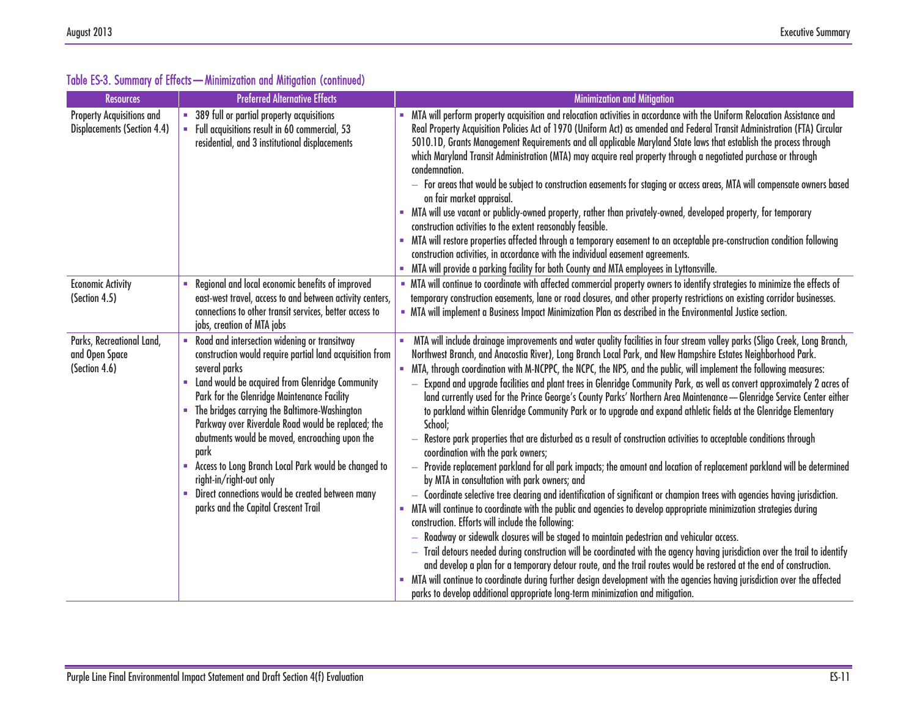### Table ES-3. Summary of Effects—Minimization and Mitigation (continued)

| Resources | Preferred Alternative Effects | Minimization and Mitigation |
|---|---|---|
| Property Acquisitions and Displacements (Section 4.4) | ▪ 389 full or partial property acquisitions<br>▪ Full acquisitions result in 60 commercial, 53 residential, and 3 institutional displacements | ▪ MTA will perform property acquisition and relocation activities in accordance with the Uniform Relocation Assistance and Real Property Acquisition Policies Act of 1970 (Uniform Act) as amended and Federal Transit Administration (FTA) Circular 5010.1D, Grants Management Requirements and all applicable Maryland State laws that establish the process through which Maryland Transit Administration (MTA) may acquire real property through a negotiated purchase or through condemnation.<br>– For areas that would be subject to construction easements for staging or access areas, MTA will compensate owners based on fair market appraisal.<br>▪ MTA will use vacant or publicly-owned property, rather than privately-owned, developed property, for temporary construction activities to the extent reasonably feasible.<br>▪ MTA will restore properties affected through a temporary easement to an acceptable pre-construction condition following construction activities, in accordance with the individual easement agreements.<br>▪ MTA will provide a parking facility for both County and MTA employees in Lyttonsville. |
| Economic Activity (Section 4.5) | ▪ Regional and local economic benefits of improved east-west travel, access to and between activity centers, connections to other transit services, better access to jobs, creation of MTA jobs | ▪ MTA will continue to coordinate with affected commercial property owners to identify strategies to minimize the effects of temporary construction easements, lane or road closures, and other property restrictions on existing corridor businesses.<br>▪ MTA will implement a Business Impact Minimization Plan as described in the Environmental Justice section. |
| Parks, Recreational Land, and Open Space (Section 4.6) | ▪ Road and intersection widening or transitway construction would require partial land acquisition from several parks<br>▪ Land would be acquired from Glenridge Community Park for the Glenridge Maintenance Facility<br>▪ The bridges carrying the Baltimore-Washington Parkway over Riverdale Road would be replaced; the abutments would be moved, encroaching upon the park<br>▪ Access to Long Branch Local Park would be changed to right-in/right-out only<br>▪ Direct connections would be created between many parks and the Capital Crescent Trail | ▪ MTA will include drainage improvements and water quality facilities in four stream valley parks (Sligo Creek, Long Branch, Northwest Branch, and Anacostia River), Long Branch Local Park, and New Hampshire Estates Neighborhood Park.<br>▪ MTA, through coordination with M-NCPPC, the NCPC, the NPS, and the public, will implement the following measures:<br>– Expand and upgrade facilities and plant trees in Glenridge Community Park, as well as convert approximately 2 acres of land currently used for the Prince George's County Parks' Northern Area Maintenance—Glenridge Service Center either to parkland within Glenridge Community Park or to upgrade and expand athletic fields at the Glenridge Elementary School;<br>– Restore park properties that are disturbed as a result of construction activities to acceptable conditions through coordination with the park owners;<br>– Provide replacement parkland for all park impacts; the amount and location of replacement parkland will be determined by MTA in consultation with park owners; and<br>– Coordinate selective tree clearing and identification of significant or champion trees with agencies having jurisdiction.<br>▪ MTA will continue to coordinate with the public and agencies to develop appropriate minimization strategies during construction. Efforts will include the following:<br>– Roadway or sidewalk closures will be staged to maintain pedestrian and vehicular access.<br>– Trail detours needed during construction will be coordinated with the agency having jurisdiction over the trail to identify and develop a plan for a temporary detour route, and the trail routes would be restored at the end of construction.<br>▪ MTA will continue to coordinate during further design development with the agencies having jurisdiction over the affected parks to develop additional appropriate long-term minimization and mitigation. |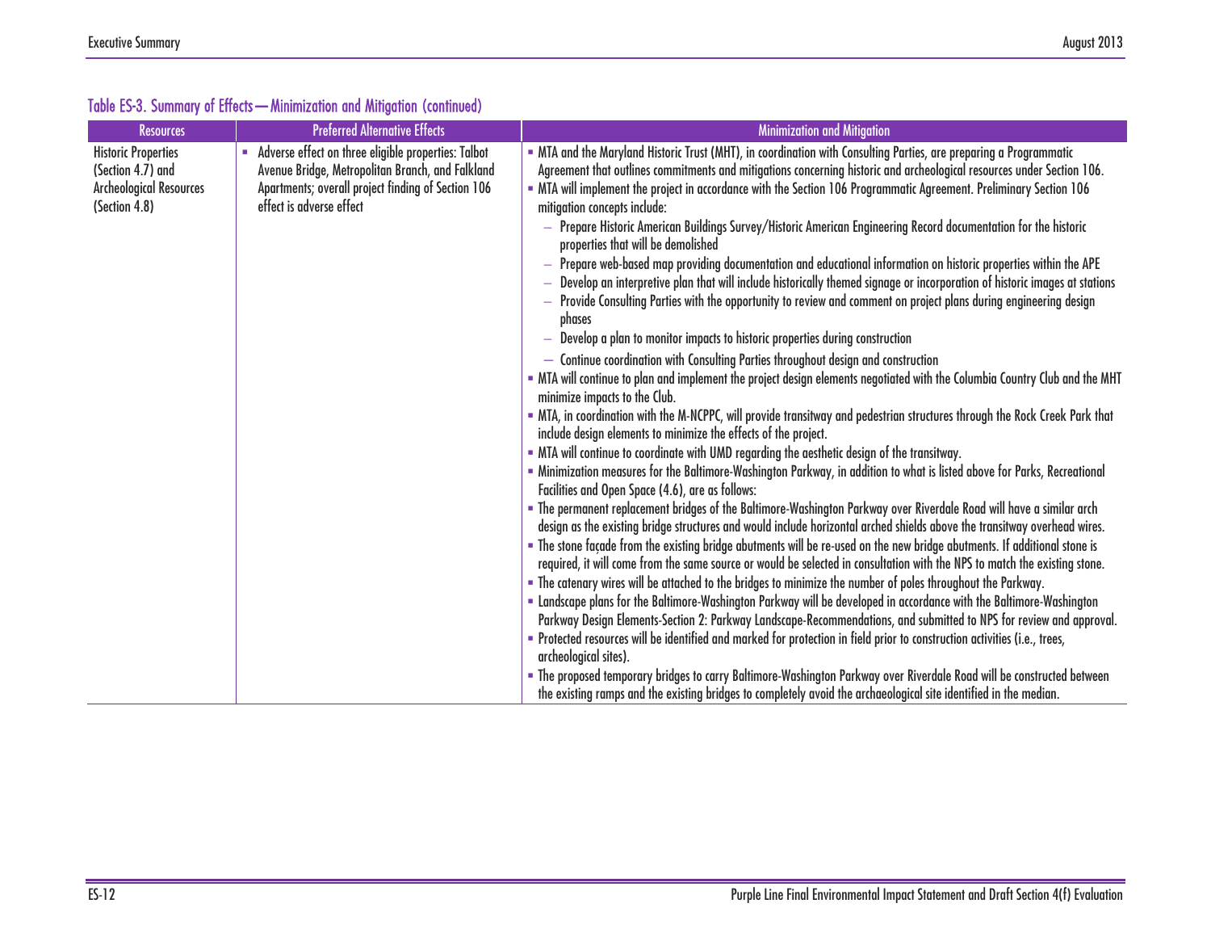### Table ES-3. Summary of Effects—Minimization and Mitigation (continued)

| Resources | Preferred Alternative Effects | Minimization and Mitigation |
|---|---|---|
| Historic Properties (Section 4.7) and Archeological Resources (Section 4.8) | ▪ Adverse effect on three eligible properties: Talbot Avenue Bridge, Metropolitan Branch, and Falkland Apartments; overall project finding of Section 106 effect is adverse effect | ▪ MTA and the Maryland Historic Trust (MHT), in coordination with Consulting Parties, are preparing a Programmatic Agreement that outlines commitments and mitigations concerning historic and archeological resources under Section 106.<br>▪ MTA will implement the project in accordance with the Section 106 Programmatic Agreement. Preliminary Section 106 mitigation concepts include:<br>– Prepare Historic American Buildings Survey/Historic American Engineering Record documentation for the historic properties that will be demolished<br>– Prepare web-based map providing documentation and educational information on historic properties within the APE<br>– Develop an interpretive plan that will include historically themed signage or incorporation of historic images at stations<br>– Provide Consulting Parties with the opportunity to review and comment on project plans during engineering design phases<br>– Develop a plan to monitor impacts to historic properties during construction<br>– Continue coordination with Consulting Parties throughout design and construction<br>▪ MTA will continue to plan and implement the project design elements negotiated with the Columbia Country Club and the MHT minimize impacts to the Club.<br>▪ MTA, in coordination with the M-NCPPC, will provide transitway and pedestrian structures through the Rock Creek Park that include design elements to minimize the effects of the project.<br>▪ MTA will continue to coordinate with UMD regarding the aesthetic design of the transitway.<br>▪ Minimization measures for the Baltimore-Washington Parkway, in addition to what is listed above for Parks, Recreational Facilities and Open Space (4.6), are as follows:<br>▪ The permanent replacement bridges of the Baltimore-Washington Parkway over Riverdale Road will have a similar arch design as the existing bridge structures and would include horizontal arched shields above the transitway overhead wires.<br>▪ The stone façade from the existing bridge abutments will be re-used on the new bridge abutments. If additional stone is required, it will come from the same source or would be selected in consultation with the NPS to match the existing stone.<br>▪ The catenary wires will be attached to the bridges to minimize the number of poles throughout the Parkway.<br>▪ Landscape plans for the Baltimore-Washington Parkway will be developed in accordance with the Baltimore-Washington Parkway Design Elements-Section 2: Parkway Landscape-Recommendations, and submitted to NPS for review and approval.<br>▪ Protected resources will be identified and marked for protection in field prior to construction activities (i.e., trees, archeological sites).<br>▪ The proposed temporary bridges to carry Baltimore-Washington Parkway over Riverdale Road will be constructed between the existing ramps and the existing bridges to completely avoid the archaeological site identified in the median. |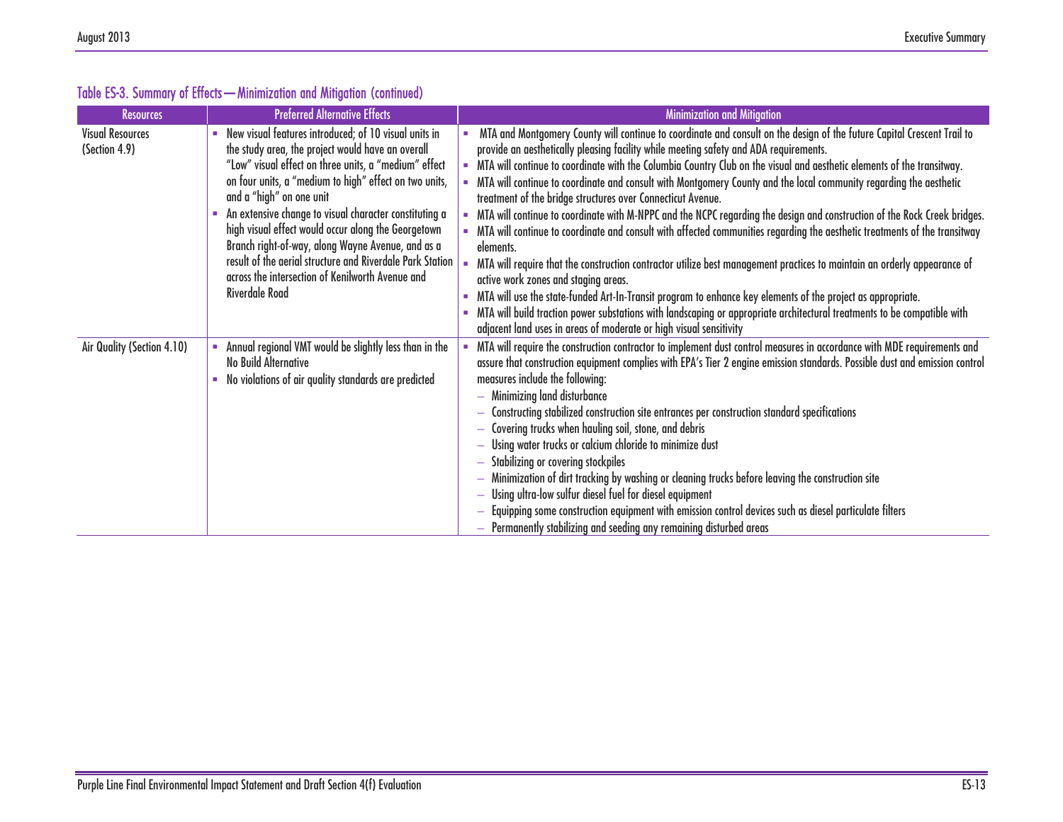### Table ES-3. Summary of Effects—Minimization and Mitigation (continued)

| Resources | Preferred Alternative Effects | Minimization and Mitigation |
|---|---|---|
| Visual Resources (Section 4.9) | ▪ New visual features introduced; of 10 visual units in the study area, the project would have an overall "Low" visual effect on three units, a "medium" effect on four units, a "medium to high" effect on two units, and a "high" on one unit<br>▪ An extensive change to visual character constituting a high visual effect would occur along the Georgetown Branch right-of-way, along Wayne Avenue, and as a result of the aerial structure and Riverdale Park Station across the intersection of Kenilworth Avenue and Riverdale Road | ▪ MTA and Montgomery County will continue to coordinate and consult on the design of the future Capital Crescent Trail to provide an aesthetically pleasing facility while meeting safety and ADA requirements.<br>▪ MTA will continue to coordinate with the Columbia Country Club on the visual and aesthetic elements of the transitway.<br>▪ MTA will continue to coordinate and consult with Montgomery County and the local community regarding the aesthetic treatment of the bridge structures over Connecticut Avenue.<br>▪ MTA will continue to coordinate with M-NPPC and the NCPC regarding the design and construction of the Rock Creek bridges.<br>▪ MTA will continue to coordinate and consult with affected communities regarding the aesthetic treatments of the transitway elements.<br>▪ MTA will require that the construction contractor utilize best management practices to maintain an orderly appearance of active work zones and staging areas.<br>▪ MTA will use the state-funded Art-In-Transit program to enhance key elements of the project as appropriate.<br>▪ MTA will build traction power substations with landscaping or appropriate architectural treatments to be compatible with adjacent land uses in areas of moderate or high visual sensitivity |
| Air Quality (Section 4.10) | ▪ Annual regional VMT would be slightly less than in the No Build Alternative<br>▪ No violations of air quality standards are predicted | ▪ MTA will require the construction contractor to implement dust control measures in accordance with MDE requirements and assure that construction equipment complies with EPA's Tier 2 engine emission standards. Possible dust and emission control measures include the following:<br>– Minimizing land disturbance<br>– Constructing stabilized construction site entrances per construction standard specifications<br>– Covering trucks when hauling soil, stone, and debris<br>– Using water trucks or calcium chloride to minimize dust<br>– Stabilizing or covering stockpiles<br>– Minimization of dirt tracking by washing or cleaning trucks before leaving the construction site<br>– Using ultra-low sulfur diesel fuel for diesel equipment<br>– Equipping some construction equipment with emission control devices such as diesel particulate filters<br>– Permanently stabilizing and seeding any remaining disturbed areas |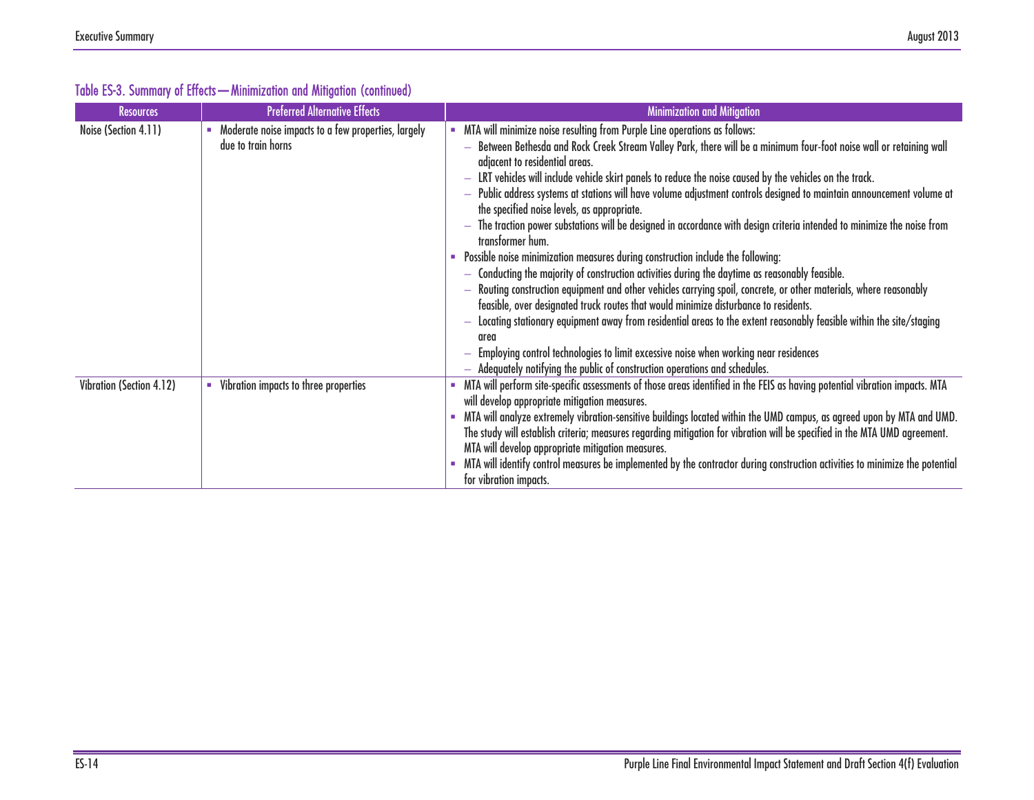### Table ES-3. Summary of Effects—Minimization and Mitigation (continued)

| Resources | Preferred Alternative Effects | Minimization and Mitigation |
|---|---|---|
| Noise (Section 4.11) | ▪ Moderate noise impacts to a few properties, largely due to train horns | ▪ MTA will minimize noise resulting from Purple Line operations as follows:<br>– Between Bethesda and Rock Creek Stream Valley Park, there will be a minimum four-foot noise wall or retaining wall adjacent to residential areas.<br>– LRT vehicles will include vehicle skirt panels to reduce the noise caused by the vehicles on the track.<br>– Public address systems at stations will have volume adjustment controls designed to maintain announcement volume at the specified noise levels, as appropriate.<br>– The traction power substations will be designed in accordance with design criteria intended to minimize the noise from transformer hum.<br>▪ Possible noise minimization measures during construction include the following:<br>– Conducting the majority of construction activities during the daytime as reasonably feasible.<br>– Routing construction equipment and other vehicles carrying spoil, concrete, or other materials, where reasonably feasible, over designated truck routes that would minimize disturbance to residents.<br>– Locating stationary equipment away from residential areas to the extent reasonably feasible within the site/staging area<br>– Employing control technologies to limit excessive noise when working near residences<br>– Adequately notifying the public of construction operations and schedules. |
| Vibration (Section 4.12) | ▪ Vibration impacts to three properties | ▪ MTA will perform site-specific assessments of those areas identified in the FEIS as having potential vibration impacts. MTA will develop appropriate mitigation measures.<br>▪ MTA will analyze extremely vibration-sensitive buildings located within the UMD campus, as agreed upon by MTA and UMD. The study will establish criteria; measures regarding mitigation for vibration will be specified in the MTA UMD agreement. MTA will develop appropriate mitigation measures.<br>▪ MTA will identify control measures be implemented by the contractor during construction activities to minimize the potential for vibration impacts. |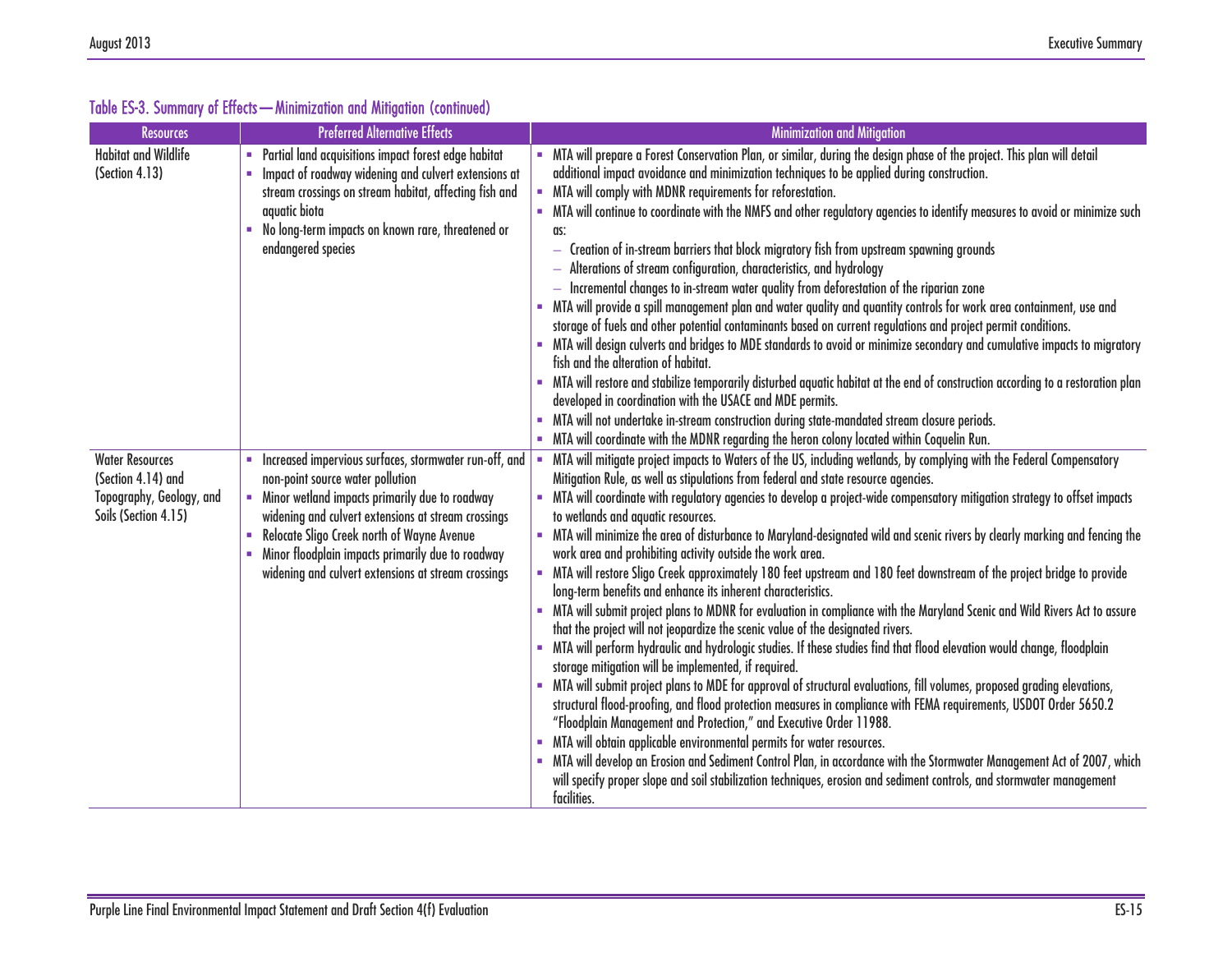### Table ES-3. Summary of Effects—Minimization and Mitigation (continued)

| Resources | Preferred Alternative Effects | Minimization and Mitigation |
|---|---|---|
| Habitat and Wildlife (Section 4.13) | ▪ Partial land acquisitions impact forest edge habitat<br>▪ Impact of roadway widening and culvert extensions at stream crossings on stream habitat, affecting fish and aquatic biota<br>▪ No long-term impacts on known rare, threatened or endangered species | ▪ MTA will prepare a Forest Conservation Plan, or similar, during the design phase of the project. This plan will detail additional impact avoidance and minimization techniques to be applied during construction.<br>▪ MTA will comply with MDNR requirements for reforestation.<br>▪ MTA will continue to coordinate with the NMFS and other regulatory agencies to identify measures to avoid or minimize such as:<br>– Creation of in-stream barriers that block migratory fish from upstream spawning grounds<br>– Alterations of stream configuration, characteristics, and hydrology<br>– Incremental changes to in-stream water quality from deforestation of the riparian zone<br>▪ MTA will provide a spill management plan and water quality and quantity controls for work area containment, use and storage of fuels and other potential contaminants based on current regulations and project permit conditions.<br>▪ MTA will design culverts and bridges to MDE standards to avoid or minimize secondary and cumulative impacts to migratory fish and the alteration of habitat.<br>▪ MTA will restore and stabilize temporarily disturbed aquatic habitat at the end of construction according to a restoration plan developed in coordination with the USACE and MDE permits.<br>▪ MTA will not undertake in-stream construction during state-mandated stream closure periods.<br>▪ MTA will coordinate with the MDNR regarding the heron colony located within Coquelin Run. |
| Water Resources (Section 4.14) and Topography, Geology, and Soils (Section 4.15) | ▪ Increased impervious surfaces, stormwater run-off, and non-point source water pollution<br>▪ Minor wetland impacts primarily due to roadway widening and culvert extensions at stream crossings<br>▪ Relocate Sligo Creek north of Wayne Avenue<br>▪ Minor floodplain impacts primarily due to roadway widening and culvert extensions at stream crossings | ▪ MTA will mitigate project impacts to Waters of the US, including wetlands, by complying with the Federal Compensatory Mitigation Rule, as well as stipulations from federal and state resource agencies.<br>▪ MTA will coordinate with regulatory agencies to develop a project-wide compensatory mitigation strategy to offset impacts to wetlands and aquatic resources.<br>▪ MTA will minimize the area of disturbance to Maryland-designated wild and scenic rivers by clearly marking and fencing the work area and prohibiting activity outside the work area.<br>▪ MTA will restore Sligo Creek approximately 180 feet upstream and 180 feet downstream of the project bridge to provide long-term benefits and enhance its inherent characteristics.<br>▪ MTA will submit project plans to MDNR for evaluation in compliance with the Maryland Scenic and Wild Rivers Act to assure that the project will not jeopardize the scenic value of the designated rivers.<br>▪ MTA will perform hydraulic and hydrologic studies. If these studies find that flood elevation would change, floodplain storage mitigation will be implemented, if required.<br>▪ MTA will submit project plans to MDE for approval of structural evaluations, fill volumes, proposed grading elevations, structural flood-proofing, and flood protection measures in compliance with FEMA requirements, USDOT Order 5650.2 "Floodplain Management and Protection," and Executive Order 11988.<br>▪ MTA will obtain applicable environmental permits for water resources.<br>▪ MTA will develop an Erosion and Sediment Control Plan, in accordance with the Stormwater Management Act of 2007, which will specify proper slope and soil stabilization techniques, erosion and sediment controls, and stormwater management facilities. |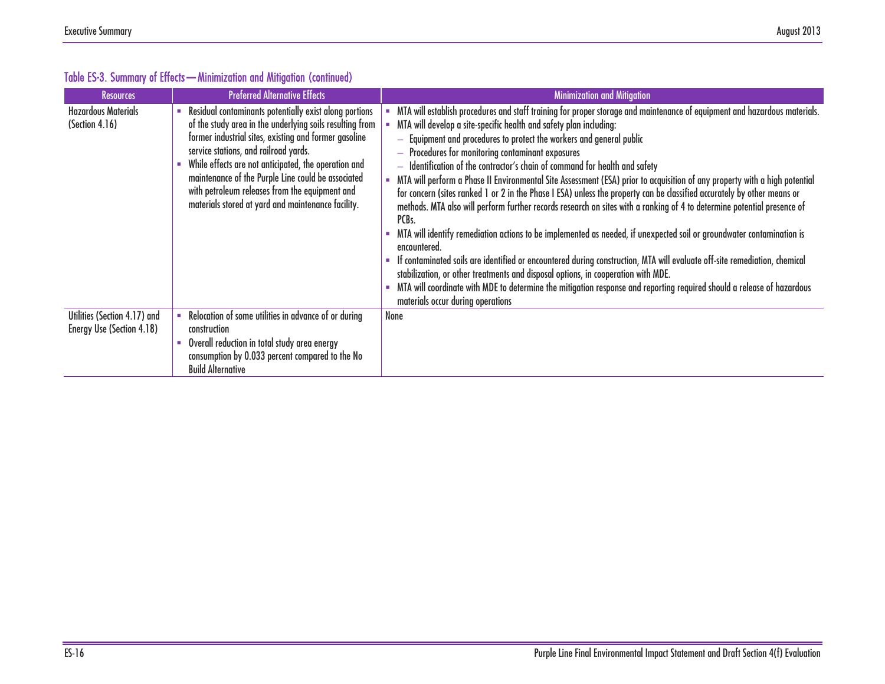**Table ES-3. Summary of Effects—Minimization and Mitigation (continued)**

| Resources | Preferred Alternative Effects | Minimization and Mitigation |
|---|---|---|
| Hazardous Materials (Section 4.16) | ▪ Residual contaminants potentially exist along portions of the study area in the underlying soils resulting from former industrial sites, existing and former gasoline service stations, and railroad yards.<br>▪ While effects are not anticipated, the operation and maintenance of the Purple Line could be associated with petroleum releases from the equipment and materials stored at yard and maintenance facility. | ▪ MTA will establish procedures and staff training for proper storage and maintenance of equipment and hazardous materials.<br>▪ MTA will develop a site-specific health and safety plan including:<br>– Equipment and procedures to protect the workers and general public<br>– Procedures for monitoring contaminant exposures<br>– Identification of the contractor's chain of command for health and safety<br>▪ MTA will perform a Phase II Environmental Site Assessment (ESA) prior to acquisition of any property with a high potential for concern (sites ranked 1 or 2 in the Phase I ESA) unless the property can be classified accurately by other means or methods. MTA also will perform further records research on sites with a ranking of 4 to determine potential presence of PCBs.<br>▪ MTA will identify remediation actions to be implemented as needed, if unexpected soil or groundwater contamination is encountered.<br>▪ If contaminated soils are identified or encountered during construction, MTA will evaluate off-site remediation, chemical stabilization, or other treatments and disposal options, in cooperation with MDE.<br>▪ MTA will coordinate with MDE to determine the mitigation response and reporting required should a release of hazardous materials occur during operations |
| Utilities (Section 4.17) and Energy Use (Section 4.18) | ▪ Relocation of some utilities in advance of or during construction<br>▪ Overall reduction in total study area energy consumption by 0.033 percent compared to the No Build Alternative | None |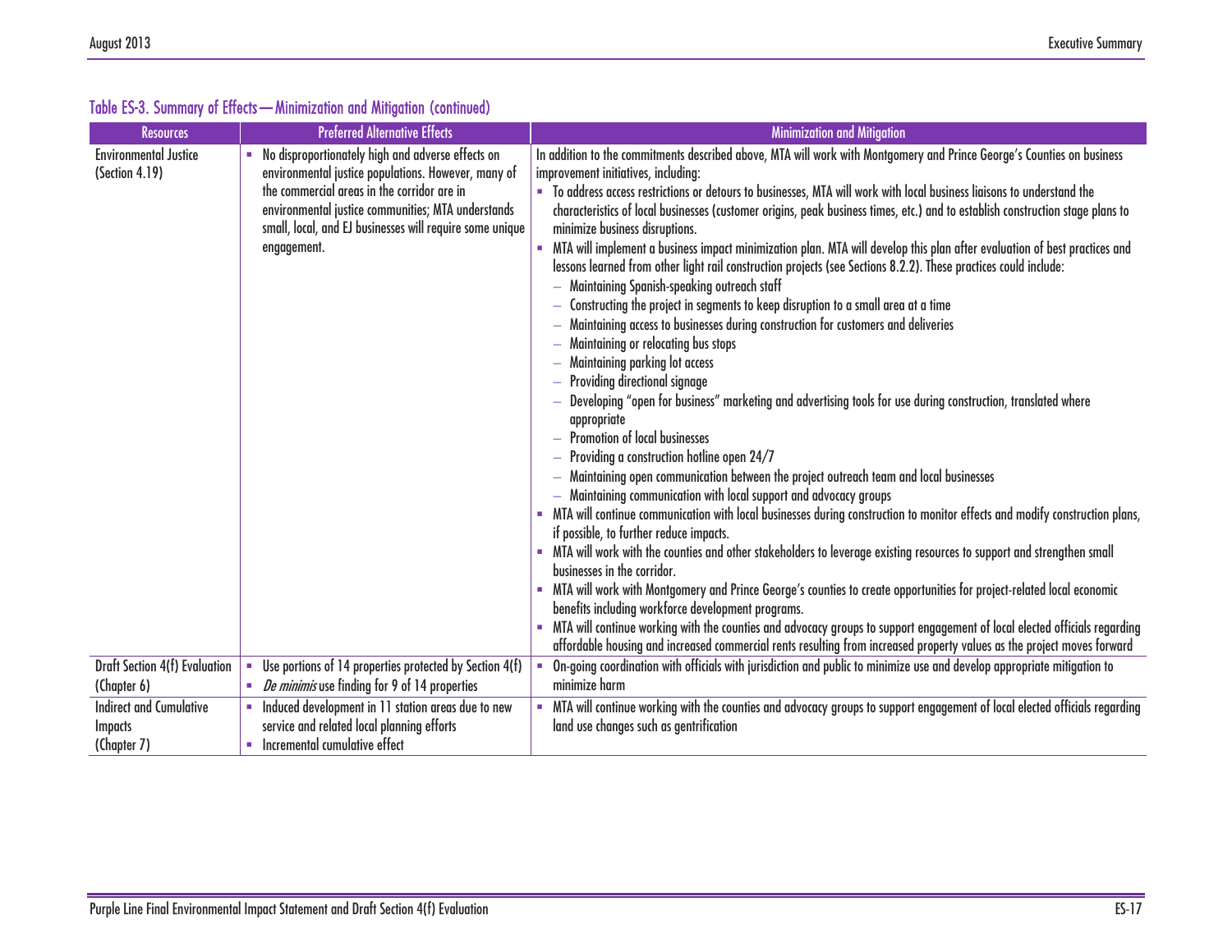### Table ES-3. Summary of Effects—Minimization and Mitigation (continued)

| Resources | Preferred Alternative Effects | Minimization and Mitigation |
|---|---|---|
| Environmental Justice (Section 4.19) | ▪ No disproportionately high and adverse effects on environmental justice populations. However, many of the commercial areas in the corridor are in environmental justice communities; MTA understands small, local, and EJ businesses will require some unique engagement. | In addition to the commitments described above, MTA will work with Montgomery and Prince George's Counties on business improvement initiatives, including:<br>▪ To address access restrictions or detours to businesses, MTA will work with local business liaisons to understand the characteristics of local businesses (customer origins, peak business times, etc.) and to establish construction stage plans to minimize business disruptions.<br>▪ MTA will implement a business impact minimization plan. MTA will develop this plan after evaluation of best practices and lessons learned from other light rail construction projects (see Sections 8.2.2). These practices could include:<br>– Maintaining Spanish-speaking outreach staff<br>– Constructing the project in segments to keep disruption to a small area at a time<br>– Maintaining access to businesses during construction for customers and deliveries<br>– Maintaining or relocating bus stops<br>– Maintaining parking lot access<br>– Providing directional signage<br>– Developing "open for business" marketing and advertising tools for use during construction, translated where appropriate<br>– Promotion of local businesses<br>– Providing a construction hotline open 24/7<br>– Maintaining open communication between the project outreach team and local businesses<br>– Maintaining communication with local support and advocacy groups<br>▪ MTA will continue communication with local businesses during construction to monitor effects and modify construction plans, if possible, to further reduce impacts.<br>▪ MTA will work with the counties and other stakeholders to leverage existing resources to support and strengthen small businesses in the corridor.<br>▪ MTA will work with Montgomery and Prince George's counties to create opportunities for project-related local economic benefits including workforce development programs.<br>▪ MTA will continue working with the counties and advocacy groups to support engagement of local elected officials regarding affordable housing and increased commercial rents resulting from increased property values as the project moves forward |
| Draft Section 4(f) Evaluation (Chapter 6) | ▪ Use portions of 14 properties protected by Section 4(f)<br>▪ *De minimis* use finding for 9 of 14 properties | ▪ On-going coordination with officials with jurisdiction and public to minimize use and develop appropriate mitigation to minimize harm |
| Indirect and Cumulative Impacts (Chapter 7) | ▪ Induced development in 11 station areas due to new service and related local planning efforts<br>▪ Incremental cumulative effect | ▪ MTA will continue working with the counties and advocacy groups to support engagement of local elected officials regarding land use changes such as gentrification |